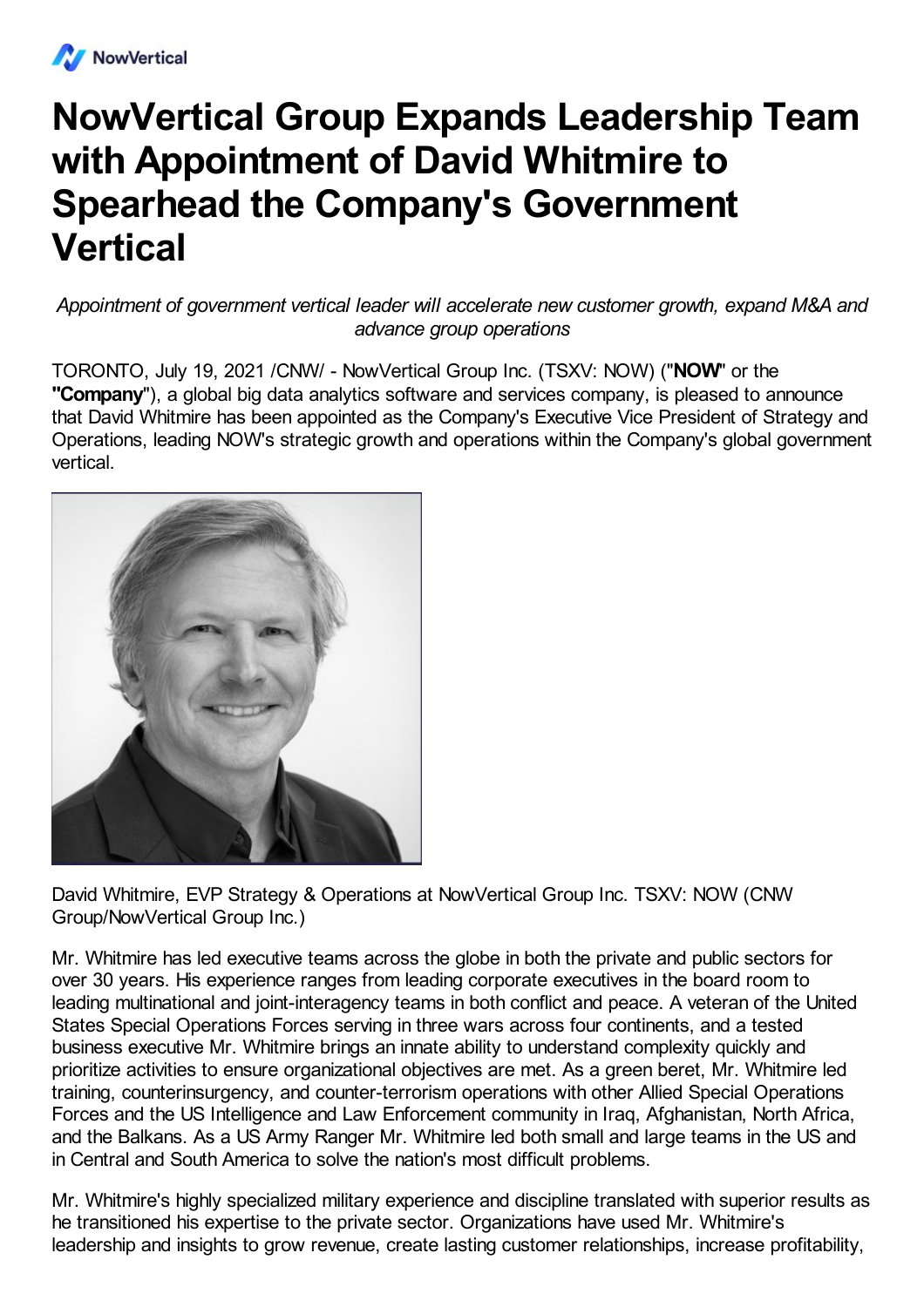# NowVertical Group Expands Leadership Team with Appointment of David Whitmire to Spearhead the Company's Government Vertical

*Appointment of government vertical leader will accelerate new customer growth, expand M&A and advance group operations*

TORONTO, July 19, 2021 /CNW/ - NowVertical Group Inc. (TSXV: NOW) ("**NOW**" or the **"Company"**), a global big data analytics software and services company, is pleased to announce that David Whitmire has been appointed as the Company's Executive Vice President of Strategy and Operations, leading NOW's strategic growth and operations within the Company's global government vertical.

David Whitmire, EVP Strategy & Operations at NowVertical Group Inc. TSXV: NOW (CNW Group/NowVertical Group Inc.)

Mr. Whitmire has led executive teams across the globe in both the private and public sectors for over 30 years. His experience ranges from leading corporate executives in the board room to leading multinational and joint-interagency teams in both conflict and peace. A veteran of the United States Special Operations Forces serving in three wars across four continents, and a tested business executive Mr. Whitmire brings an innate ability to understand complexity quickly and prioritize activities to ensure organizational objectives are met. As a green beret, Mr. Whitmire led training, counterinsurgency, and counter-terrorism operations with other Allied Special Operations Forces and the US Intelligence and Law Enforcement community in Iraq, Afghanistan, North Africa, and the Balkans. As a US Army Ranger Mr. Whitmire led both small and large teams in the US and in Central and South America to solve the nation's most difficult problems.

Mr. Whitmire's highly specialized military experience and discipline translated with superior results as he transitioned his expertise to the private sector. Organizations have used Mr. Whitmire's leadership and insights to grow revenue, create lasting customer relationships, increase profitability,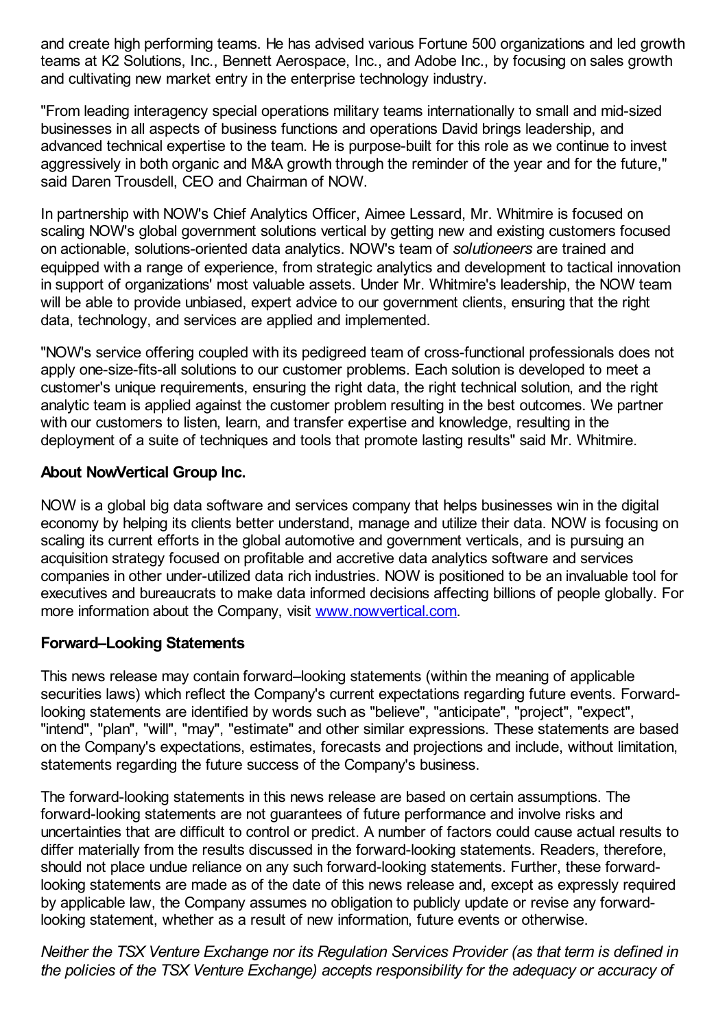and create high performing teams. He has advised various Fortune 500 organizations and led growth teams at K2 Solutions, Inc., Bennett Aerospace, Inc., and Adobe Inc., by focusing on sales growth and cultivating new market entry in the enterprise technology industry.

"From leading interagency special operations military teams internationally to small and mid-sized businesses in all aspects of business functions and operations David brings leadership, and advanced technical expertise to the team. He is purpose-built for this role as we continue to invest aggressively in both organic and M&A growth through the reminder of the year and for the future," said Daren Trousdell, CEO and Chairman of NOW.

In partnership with NOW's Chief Analytics Officer, Aimee Lessard, Mr. Whitmire is focused on scaling NOW's global government solutions vertical by getting new and existing customers focused on actionable, solutions-oriented data analytics. NOW's team of *solutioneers* are trained and equipped with a range of experience, from strategic analytics and development to tactical innovation in support of organizations' most valuable assets. Under Mr. Whitmire's leadership, the NOW team will be able to provide unbiased, expert advice to our government clients, ensuring that the right data, technology, and services are applied and implemented.

"NOW's service offering coupled with its pedigreed team of cross-functional professionals does not apply one-size-fits-all solutions to our customer problems. Each solution is developed to meet a customer's unique requirements, ensuring the right data, the right technical solution, and the right analytic team is applied against the customer problem resulting in the best outcomes. We partner with our customers to listen, learn, and transfer expertise and knowledge, resulting in the deployment of a suite of techniques and tools that promote lasting results" said Mr. Whitmire.

**About NowVertical Group Inc.**

NOW is a global big data software and services company that helps businesses win in the digital economy by helping its clients better understand, manage and utilize their data. NOW is focusing on scaling its current efforts in the global automotive and government verticals, and is pursuing an acquisition strategy focused on profitable and accretive data analytics software and services companies in other under-utilized data rich industries. NOW is positioned to be an invaluable tool for executives and bureaucrats to make data informed decisions affecting billions of people globally. For more information about the Company, visit [www.nowvertical.com](www.nowvertical.com).

**Forward–Looking Statements**

This news release may contain forward–looking statements (within the meaning of applicable securities laws) which reflect the Company's current expectations regarding future events. Forward-looking statements are identified by words such as "believe", "anticipate", "project", "expect", "intend", "plan", "will", "may", "estimate" and other similar expressions. These statements are based on the Company's expectations, estimates, forecasts and projections and include, without limitation, statements regarding the future success of the Company's business.

The forward-looking statements in this news release are based on certain assumptions. The forward-looking statements are not guarantees of future performance and involve risks and uncertainties that are difficult to control or predict. A number of factors could cause actual results to differ materially from the results discussed in the forward-looking statements. Readers, therefore, should not place undue reliance on any such forward-looking statements. Further, these forward-looking statements are made as of the date of this news release and, except as expressly required by applicable law, the Company assumes no obligation to publicly update or revise any forward-looking statement, whether as a result of new information, future events or otherwise.

*Neither the TSX Venture Exchange nor its Regulation Services Provider (as that term is defined in the policies of the TSX Venture Exchange) accepts responsibility for the adequacy or accuracy of*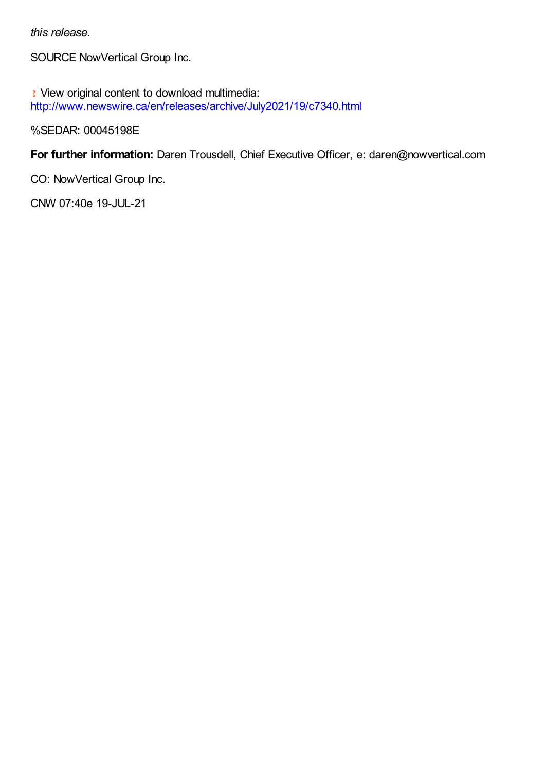*this release.*

SOURCE NowVertical Group Inc.

View original content to download multimedia: [http://www.newswire.ca/en/releases/archive/July2021/19/c7340.html](http://www.newswire.ca/en/releases/archive/July2021/19/c7340.html)

%SEDAR: 00045198E

**For further information:** Daren Trousdell, Chief Executive Officer, e: daren@nowvertical.com

CO: NowVertical Group Inc.

CNW 07:40e 19-JUL-21